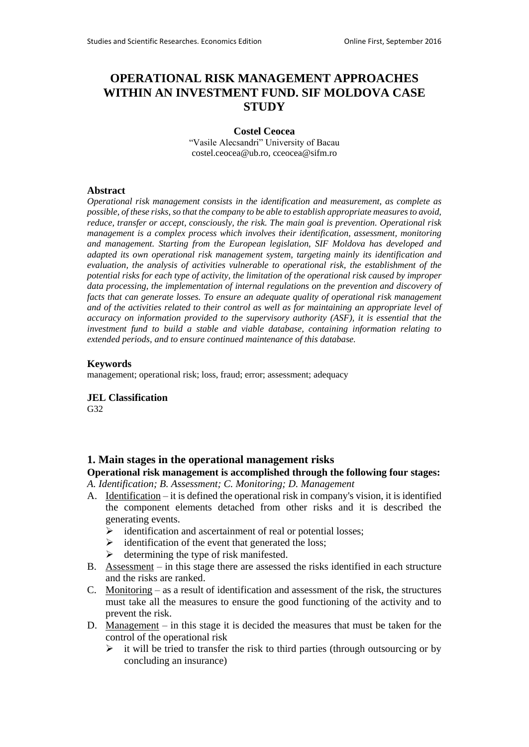# OPERATIONAL RISK MANAGEMENT APPROACHES WITHIN AN INVESTMENT FUND. SIF MOLDOVA CASE STUDY

**Costel Ceocea**

"Vasile Alecsandri" University of Bacau
costel.ceocea@ub.ro, cceocea@sifm.ro

### Abstract

*Operational risk management consists in the identification and measurement, as complete as possible, of these risks, so that the company to be able to establish appropriate measures to avoid, reduce, transfer or accept, consciously, the risk. The main goal is prevention. Operational risk management is a complex process which involves their identification, assessment, monitoring and management. Starting from the European legislation, SIF Moldova has developed and adapted its own operational risk management system, targeting mainly its identification and evaluation, the analysis of activities vulnerable to operational risk, the establishment of the potential risks for each type of activity, the limitation of the operational risk caused by improper data processing, the implementation of internal regulations on the prevention and discovery of facts that can generate losses. To ensure an adequate quality of operational risk management and of the activities related to their control as well as for maintaining an appropriate level of accuracy on information provided to the supervisory authority (ASF), it is essential that the investment fund to build a stable and viable database, containing information relating to extended periods, and to ensure continued maintenance of this database.*

### Keywords

management; operational risk; loss, fraud; error; assessment; adequacy

### JEL Classification

G32

## 1. Main stages in the operational management risks

**Operational risk management is accomplished through the following four stages:**

*A. Identification; B. Assessment; C. Monitoring; D. Management*

A. Identification – it is defined the operational risk in company's vision, it is identified the component elements detached from other risks and it is described the generating events.
   - identification and ascertainment of real or potential losses;
   - identification of the event that generated the loss;
   - determining the type of risk manifested.

B. Assessment – in this stage there are assessed the risks identified in each structure and the risks are ranked.

C. Monitoring – as a result of identification and assessment of the risk, the structures must take all the measures to ensure the good functioning of the activity and to prevent the risk.

D. Management – in this stage it is decided the measures that must be taken for the control of the operational risk
   - it will be tried to transfer the risk to third parties (through outsourcing or by concluding an insurance)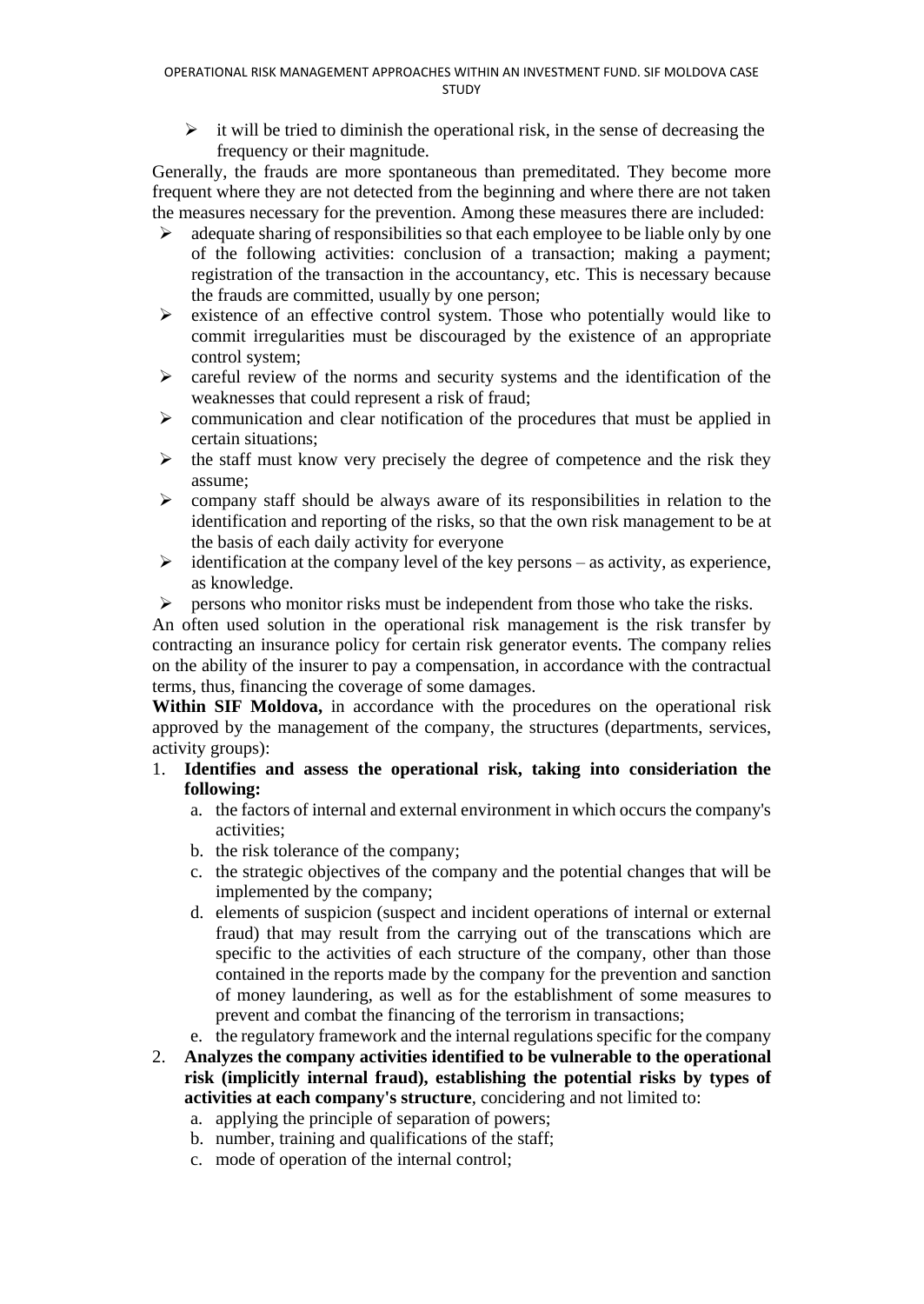- it will be tried to diminish the operational risk, in the sense of decreasing the frequency or their magnitude.

Generally, the frauds are more spontaneous than premeditated. They become more frequent where they are not detected from the beginning and where there are not taken the measures necessary for the prevention. Among these measures there are included:

- adequate sharing of responsibilities so that each employee to be liable only by one of the following activities: conclusion of a transaction; making a payment; registration of the transaction in the accountancy, etc. This is necessary because the frauds are committed, usually by one person;
- existence of an effective control system. Those who potentially would like to commit irregularities must be discouraged by the existence of an appropriate control system;
- careful review of the norms and security systems and the identification of the weaknesses that could represent a risk of fraud;
- communication and clear notification of the procedures that must be applied in certain situations;
- the staff must know very precisely the degree of competence and the risk they assume;
- company staff should be always aware of its responsibilities in relation to the identification and reporting of the risks, so that the own risk management to be at the basis of each daily activity for everyone
- identification at the company level of the key persons – as activity, as experience, as knowledge.
- persons who monitor risks must be independent from those who take the risks.

An often used solution in the operational risk management is the risk transfer by contracting an insurance policy for certain risk generator events. The company relies on the ability of the insurer to pay a compensation, in accordance with the contractual terms, thus, financing the coverage of some damages.

**Within SIF Moldova,** in accordance with the procedures on the operational risk approved by the management of the company, the structures (departments, services, activity groups):

1. **Identifies and assess the operational risk, taking into consideriation the following:**
   a. the factors of internal and external environment in which occurs the company's activities;
   b. the risk tolerance of the company;
   c. the strategic objectives of the company and the potential changes that will be implemented by the company;
   d. elements of suspicion (suspect and incident operations of internal or external fraud) that may result from the carrying out of the transcations which are specific to the activities of each structure of the company, other than those contained in the reports made by the company for the prevention and sanction of money laundering, as well as for the establishment of some measures to prevent and combat the financing of the terrorism in transactions;
   e. the regulatory framework and the internal regulations specific for the company
2. **Analyzes the company activities identified to be vulnerable to the operational risk (implicitly internal fraud), establishing the potential risks by types of activities at each company's structure**, concidering and not limited to:
   a. applying the principle of separation of powers;
   b. number, training and qualifications of the staff;
   c. mode of operation of the internal control;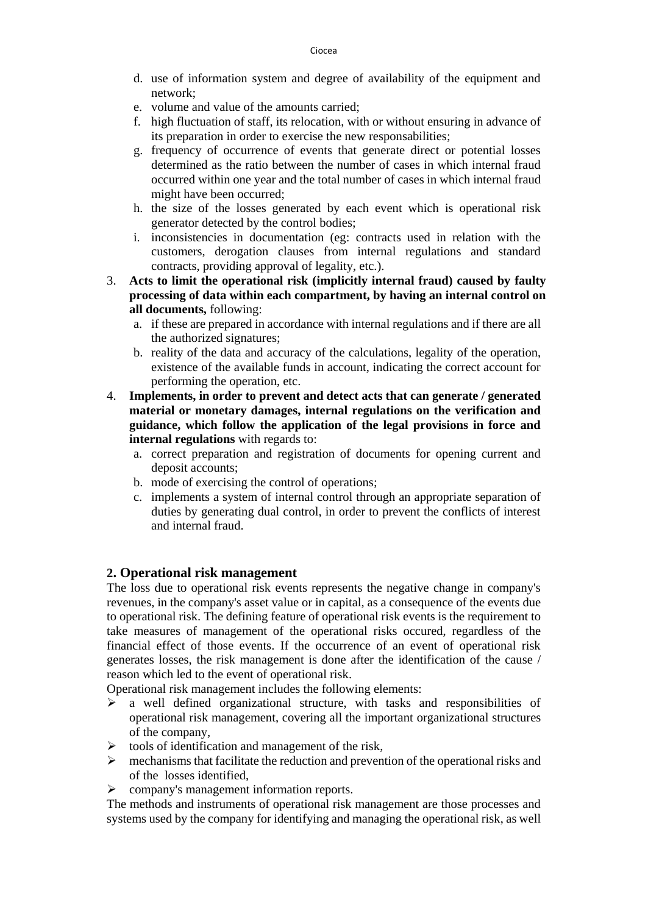d. use of information system and degree of availability of the equipment and network;
e. volume and value of the amounts carried;
f. high fluctuation of staff, its relocation, with or without ensuring in advance of its preparation in order to exercise the new responsabilities;
g. frequency of occurrence of events that generate direct or potential losses determined as the ratio between the number of cases in which internal fraud occurred within one year and the total number of cases in which internal fraud might have been occurred;
h. the size of the losses generated by each event which is operational risk generator detected by the control bodies;
i. inconsistencies in documentation (eg: contracts used in relation with the customers, derogation clauses from internal regulations and standard contracts, providing approval of legality, etc.).

3. **Acts to limit the operational risk (implicitly internal fraud) caused by faulty processing of data within each compartment, by having an internal control on all documents,** following:
   a. if these are prepared in accordance with internal regulations and if there are all the authorized signatures;
   b. reality of the data and accuracy of the calculations, legality of the operation, existence of the available funds in account, indicating the correct account for performing the operation, etc.
4. **Implements, in order to prevent and detect acts that can generate / generated material or monetary damages, internal regulations on the verification and guidance, which follow the application of the legal provisions in force and internal regulations** with regards to:
   a. correct preparation and registration of documents for opening current and deposit accounts;
   b. mode of exercising the control of operations;
   c. implements a system of internal control through an appropriate separation of duties by generating dual control, in order to prevent the conflicts of interest and internal fraud.

## 2. Operational risk management

The loss due to operational risk events represents the negative change in company's revenues, in the company's asset value or in capital, as a consequence of the events due to operational risk. The defining feature of operational risk events is the requirement to take measures of management of the operational risks occured, regardless of the financial effect of those events. If the occurrence of an event of operational risk generates losses, the risk management is done after the identification of the cause / reason which led to the event of operational risk.

Operational risk management includes the following elements:

- a well defined organizational structure, with tasks and responsibilities of operational risk management, covering all the important organizational structures of the company,
- tools of identification and management of the risk,
- mechanisms that facilitate the reduction and prevention of the operational risks and of the losses identified,
- company's management information reports.

The methods and instruments of operational risk management are those processes and systems used by the company for identifying and managing the operational risk, as well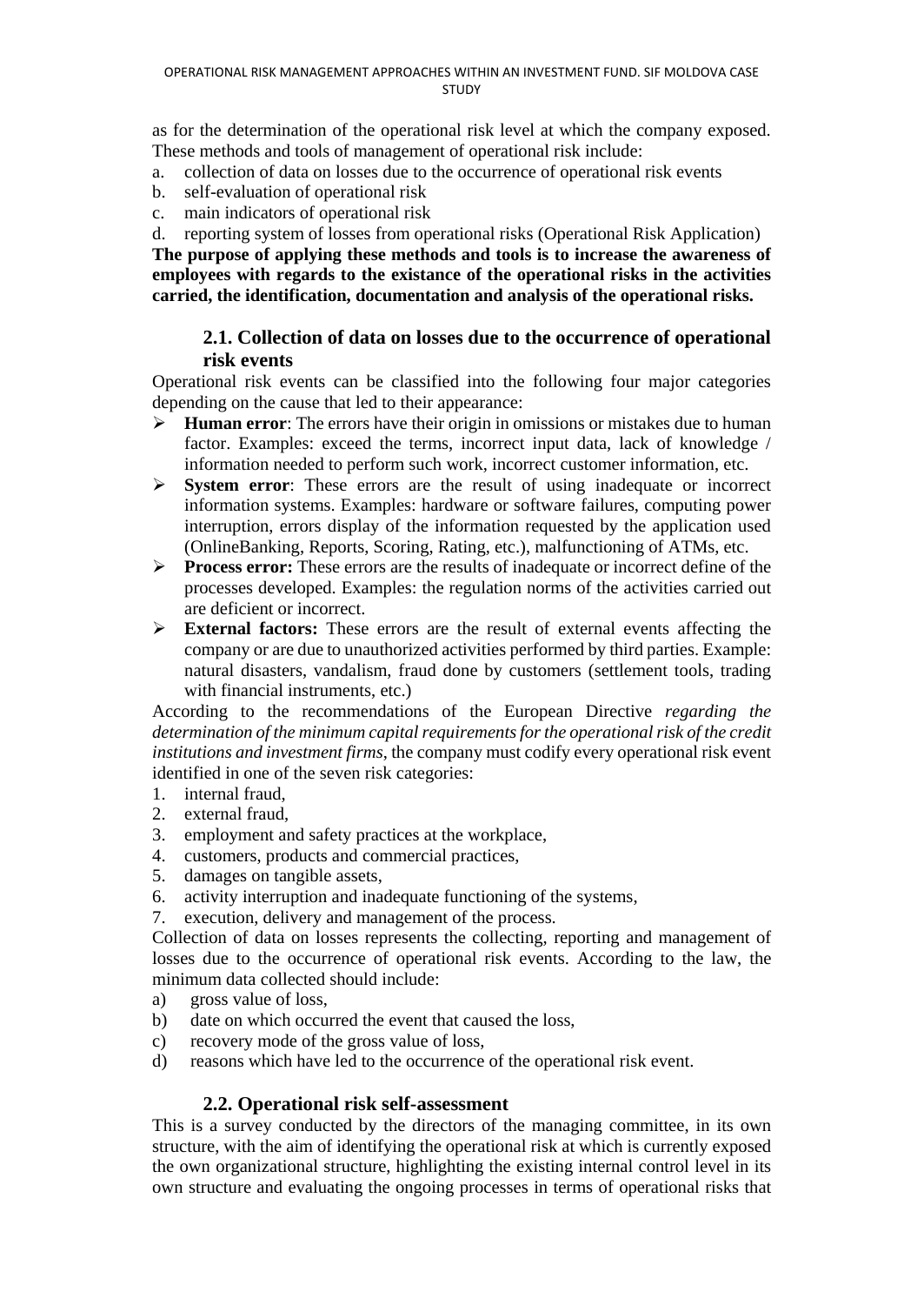as for the determination of the operational risk level at which the company exposed. These methods and tools of management of operational risk include:

a. collection of data on losses due to the occurrence of operational risk events
b. self-evaluation of operational risk
c. main indicators of operational risk
d. reporting system of losses from operational risks (Operational Risk Application)

**The purpose of applying these methods and tools is to increase the awareness of employees with regards to the existance of the operational risks in the activities carried, the identification, documentation and analysis of the operational risks.**

### 2.1. Collection of data on losses due to the occurrence of operational risk events

Operational risk events can be classified into the following four major categories depending on the cause that led to their appearance:

- **Human error**: The errors have their origin in omissions or mistakes due to human factor. Examples: exceed the terms, incorrect input data, lack of knowledge / information needed to perform such work, incorrect customer information, etc.
- **System error**: These errors are the result of using inadequate or incorrect information systems. Examples: hardware or software failures, computing power interruption, errors display of the information requested by the application used (OnlineBanking, Reports, Scoring, Rating, etc.), malfunctioning of ATMs, etc.
- **Process error:** These errors are the results of inadequate or incorrect define of the processes developed. Examples: the regulation norms of the activities carried out are deficient or incorrect.
- **External factors:** These errors are the result of external events affecting the company or are due to unauthorized activities performed by third parties. Example: natural disasters, vandalism, fraud done by customers (settlement tools, trading with financial instruments, etc.)

According to the recommendations of the European Directive *regarding the determination of the minimum capital requirements for the operational risk of the credit institutions and investment firms*, the company must codify every operational risk event identified in one of the seven risk categories:

1. internal fraud,
2. external fraud,
3. employment and safety practices at the workplace,
4. customers, products and commercial practices,
5. damages on tangible assets,
6. activity interruption and inadequate functioning of the systems,
7. execution, delivery and management of the process.

Collection of data on losses represents the collecting, reporting and management of losses due to the occurrence of operational risk events. According to the law, the minimum data collected should include:

a) gross value of loss,
b) date on which occurred the event that caused the loss,
c) recovery mode of the gross value of loss,
d) reasons which have led to the occurrence of the operational risk event.

### 2.2. Operational risk self-assessment

This is a survey conducted by the directors of the managing committee, in its own structure, with the aim of identifying the operational risk at which is currently exposed the own organizational structure, highlighting the existing internal control level in its own structure and evaluating the ongoing processes in terms of operational risks that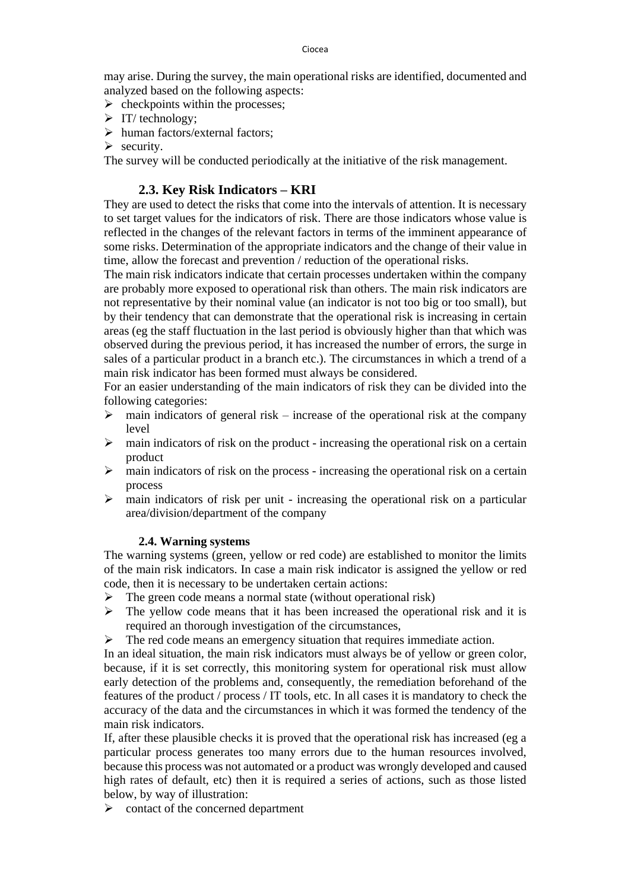may arise. During the survey, the main operational risks are identified, documented and analyzed based on the following aspects:

- checkpoints within the processes;
- IT/ technology;
- human factors/external factors;
- security.

The survey will be conducted periodically at the initiative of the risk management.

### 2.3. Key Risk Indicators – KRI

They are used to detect the risks that come into the intervals of attention. It is necessary to set target values for the indicators of risk. There are those indicators whose value is reflected in the changes of the relevant factors in terms of the imminent appearance of some risks. Determination of the appropriate indicators and the change of their value in time, allow the forecast and prevention / reduction of the operational risks.

The main risk indicators indicate that certain processes undertaken within the company are probably more exposed to operational risk than others. The main risk indicators are not representative by their nominal value (an indicator is not too big or too small), but by their tendency that can demonstrate that the operational risk is increasing in certain areas (eg the staff fluctuation in the last period is obviously higher than that which was observed during the previous period, it has increased the number of errors, the surge in sales of a particular product in a branch etc.). The circumstances in which a trend of a main risk indicator has been formed must always be considered.

For an easier understanding of the main indicators of risk they can be divided into the following categories:

- main indicators of general risk – increase of the operational risk at the company level
- main indicators of risk on the product - increasing the operational risk on a certain product
- main indicators of risk on the process - increasing the operational risk on a certain process
- main indicators of risk per unit - increasing the operational risk on a particular area/division/department of the company

### 2.4. Warning systems

The warning systems (green, yellow or red code) are established to monitor the limits of the main risk indicators. In case a main risk indicator is assigned the yellow or red code, then it is necessary to be undertaken certain actions:

- The green code means a normal state (without operational risk)
- The yellow code means that it has been increased the operational risk and it is required an thorough investigation of the circumstances,
- The red code means an emergency situation that requires immediate action.

In an ideal situation, the main risk indicators must always be of yellow or green color, because, if it is set correctly, this monitoring system for operational risk must allow early detection of the problems and, consequently, the remediation beforehand of the features of the product / process / IT tools, etc. In all cases it is mandatory to check the accuracy of the data and the circumstances in which it was formed the tendency of the main risk indicators.

If, after these plausible checks it is proved that the operational risk has increased (eg a particular process generates too many errors due to the human resources involved, because this process was not automated or a product was wrongly developed and caused high rates of default, etc) then it is required a series of actions, such as those listed below, by way of illustration:

- contact of the concerned department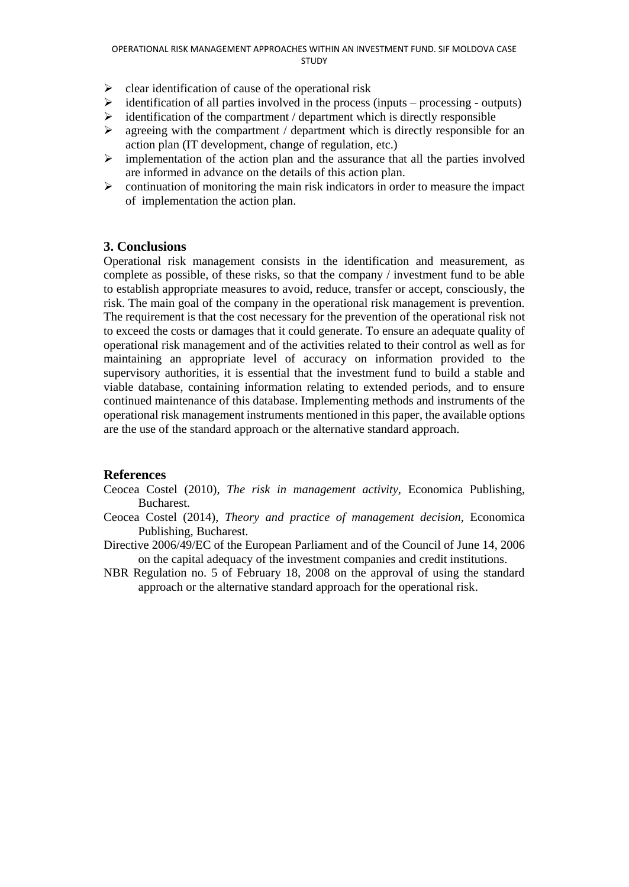- clear identification of cause of the operational risk
- identification of all parties involved in the process (inputs – processing - outputs)
- identification of the compartment / department which is directly responsible
- agreeing with the compartment / department which is directly responsible for an action plan (IT development, change of regulation, etc.)
- implementation of the action plan and the assurance that all the parties involved are informed in advance on the details of this action plan.
- continuation of monitoring the main risk indicators in order to measure the impact of implementation the action plan.

## 3. Conclusions

Operational risk management consists in the identification and measurement, as complete as possible, of these risks, so that the company / investment fund to be able to establish appropriate measures to avoid, reduce, transfer or accept, consciously, the risk. The main goal of the company in the operational risk management is prevention. The requirement is that the cost necessary for the prevention of the operational risk not to exceed the costs or damages that it could generate. To ensure an adequate quality of operational risk management and of the activities related to their control as well as for maintaining an appropriate level of accuracy on information provided to the supervisory authorities, it is essential that the investment fund to build a stable and viable database, containing information relating to extended periods, and to ensure continued maintenance of this database. Implementing methods and instruments of the operational risk management instruments mentioned in this paper, the available options are the use of the standard approach or the alternative standard approach.

## References

Ceocea Costel (2010), *The risk in management activity,* Economica Publishing, Bucharest.

Ceocea Costel (2014), *Theory and practice of management decision,* Economica Publishing, Bucharest.

Directive 2006/49/EC of the European Parliament and of the Council of June 14, 2006 on the capital adequacy of the investment companies and credit institutions.

NBR Regulation no. 5 of February 18, 2008 on the approval of using the standard approach or the alternative standard approach for the operational risk.